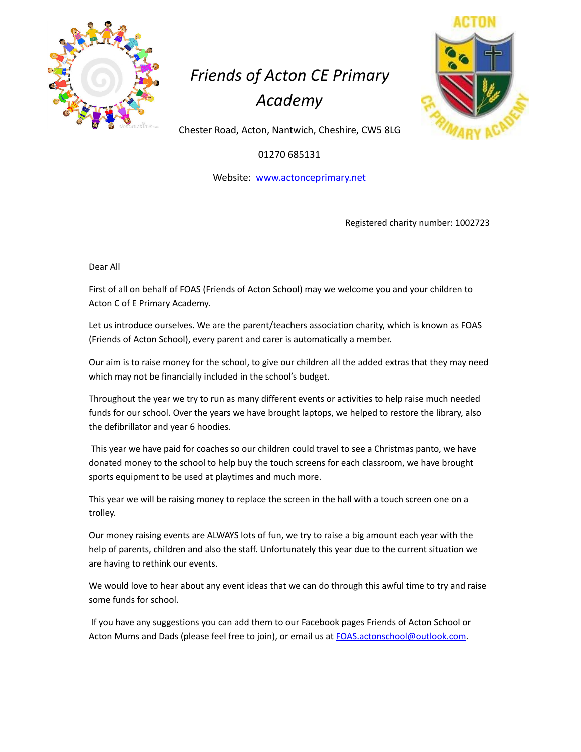# *Friends of Acton CE Primary Academy*

Chester Road, Acton, Nantwich, Cheshire, CW5 8LG

01270 685131

Website: www.actonceprimary.net

Registered charity number: 1002723

Dear All

First of all on behalf of FOAS (Friends of Acton School) may we welcome you and your children to Acton C of E Primary Academy.

Let us introduce ourselves. We are the parent/teachers association charity, which is known as FOAS (Friends of Acton School), every parent and carer is automatically a member.

Our aim is to raise money for the school, to give our children all the added extras that they may need which may not be financially included in the school's budget.

Throughout the year we try to run as many different events or activities to help raise much needed funds for our school. Over the years we have brought laptops, we helped to restore the library, also the defibrillator and year 6 hoodies.

This year we have paid for coaches so our children could travel to see a Christmas panto, we have donated money to the school to help buy the touch screens for each classroom, we have brought sports equipment to be used at playtimes and much more.

This year we will be raising money to replace the screen in the hall with a touch screen one on a trolley.

Our money raising events are ALWAYS lots of fun, we try to raise a big amount each year with the help of parents, children and also the staff. Unfortunately this year due to the current situation we are having to rethink our events.

We would love to hear about any event ideas that we can do through this awful time to try and raise some funds for school.

If you have any suggestions you can add them to our Facebook pages Friends of Acton School or Acton Mums and Dads (please feel free to join), or email us at FOAS.actonschool@outlook.com.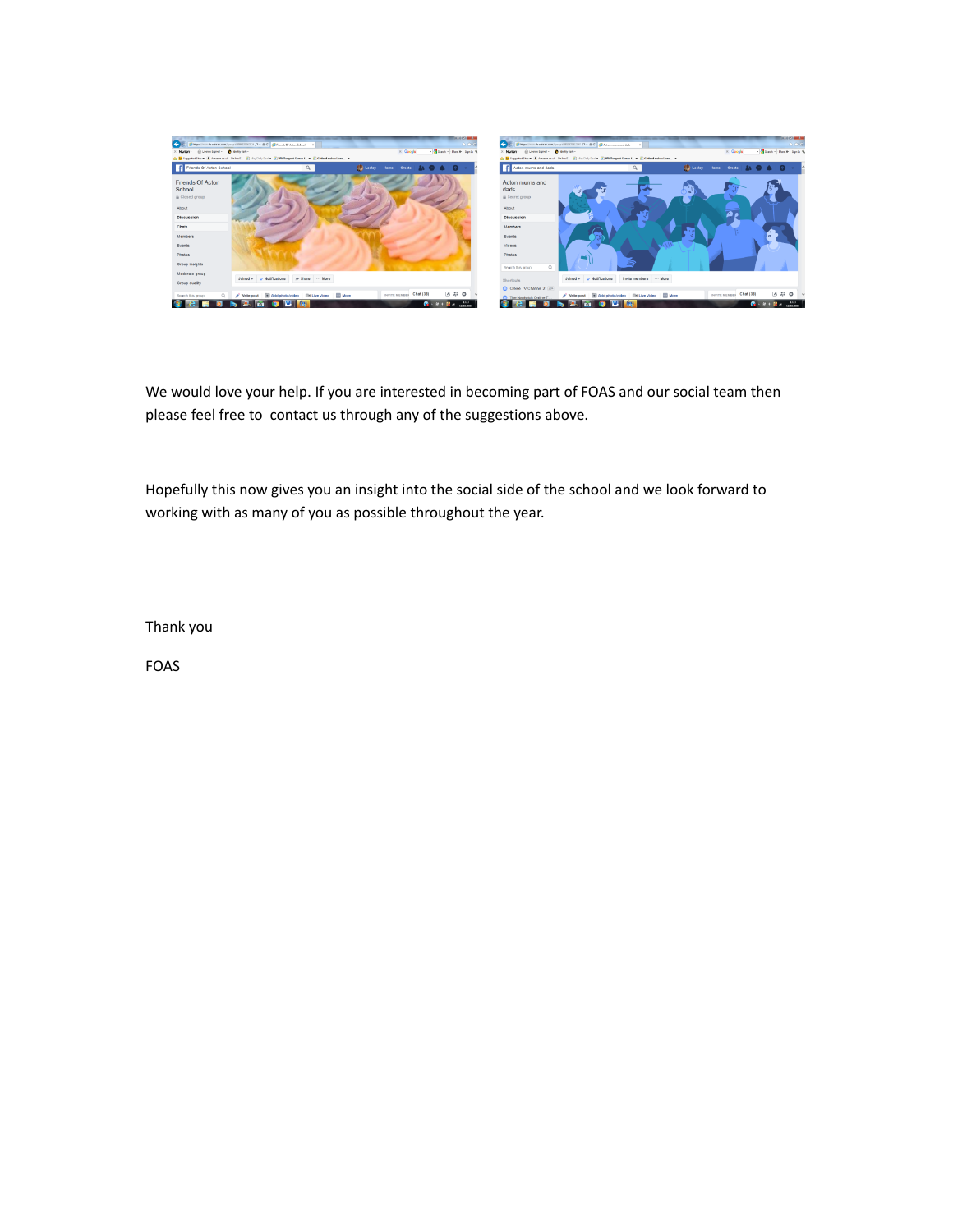We would love your help. If you are interested in becoming part of FOAS and our social team then please feel free to contact us through any of the suggestions above.

Hopefully this now gives you an insight into the social side of the school and we look forward to working with as many of you as possible throughout the year.

Thank you

FOAS